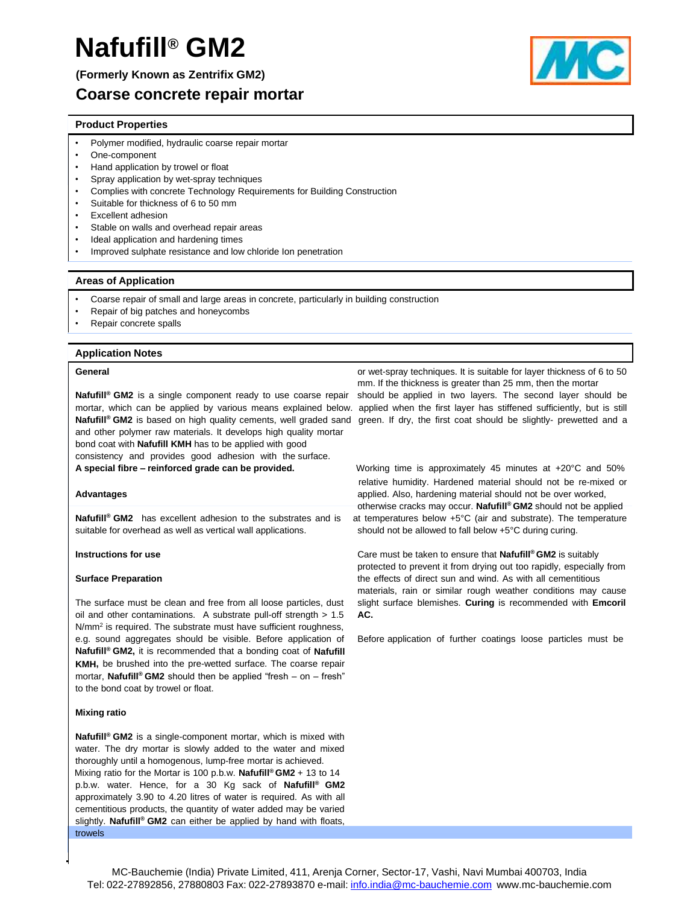# Nafufill® GM2

**(Formerly Known as Zentrifix GM2)**

## Coarse concrete repair mortar

### Product Properties

- Polymer modified, hydraulic coarse repair mortar
- One-component
- Hand application by trowel or float
- Spray application by wet-spray techniques
- Complies with concrete Technology Requirements for Building Construction
- Suitable for thickness of 6 to 50 mm
- Excellent adhesion
- Stable on walls and overhead repair areas
- Ideal application and hardening times
- Improved sulphate resistance and low chloride Ion penetration

### Areas of Application

- Coarse repair of small and large areas in concrete, particularly in building construction
- Repair of big patches and honeycombs
- Repair concrete spalls

### Application Notes

**General**

**Nafufill® GM2** is a single component ready to use coarse repair mortar, which can be applied by various means explained below. **Nafufill® GM2** is based on high quality cements, well graded sand and other polymer raw materials. It develops high quality mortar bond coat with **Nafufill KMH** has to be applied with good consistency and provides good adhesion with the surface.
**A special fibre – reinforced grade can be provided.**

**Advantages**

**Nafufill® GM2** has excellent adhesion to the substrates and is suitable for overhead as well as vertical wall applications.

**Instructions for use**

**Surface Preparation**

The surface must be clean and free from all loose particles, dust oil and other contaminations. A substrate pull-off strength > 1.5 N/mm² is required. The substrate must have sufficient roughness, e.g. sound aggregates should be visible. Before application of **Nafufill® GM2,** it is recommended that a bonding coat of **Nafufill KMH,** be brushed into the pre-wetted surface. The coarse repair mortar, **Nafufill® GM2** should then be applied "fresh – on – fresh" to the bond coat by trowel or float.

**Mixing ratio**

**Nafufill® GM2** is a single-component mortar, which is mixed with water. The dry mortar is slowly added to the water and mixed thoroughly until a homogenous, lump-free mortar is achieved.
Mixing ratio for the Mortar is 100 p.b.w. **Nafufill® GM2** + 13 to 14 p.b.w. water. Hence, for a 30 Kg sack of **Nafufill® GM2** approximately 3.90 to 4.20 litres of water is required. As with all cementitious products, the quantity of water added may be varied slightly. **Nafufill® GM2** can either be applied by hand with floats, trowels or wet-spray techniques. It is suitable for layer thickness of 6 to 50 mm. If the thickness is greater than 25 mm, then the mortar should be applied in two layers. The second layer should be applied when the first layer has stiffened sufficiently, but is still green. If dry, the first coat should be slightly- prewetted and a

Working time is approximately 45 minutes at +20°C and 50% relative humidity. Hardened material should not be re-mixed or applied. Also, hardening material should not be over worked, otherwise cracks may occur. **Nafufill® GM2** should not be applied at temperatures below +5°C (air and substrate). The temperature should not be allowed to fall below +5°C during curing.

Care must be taken to ensure that **Nafufill® GM2** is suitably protected to prevent it from drying out too rapidly, especially from the effects of direct sun and wind. As with all cementitious materials, rain or similar rough weather conditions may cause slight surface blemishes. **Curing** is recommended with **Emcoril AC.**

Before application of further coatings loose particles must be

MC-Bauchemie (India) Private Limited, 411, Arenja Corner, Sector-17, Vashi, Navi Mumbai 400703, India
Tel: 022-27892856, 27880803 Fax: 022-27893870 e-mail: info.india@mc-bauchemie.com www.mc-bauchemie.com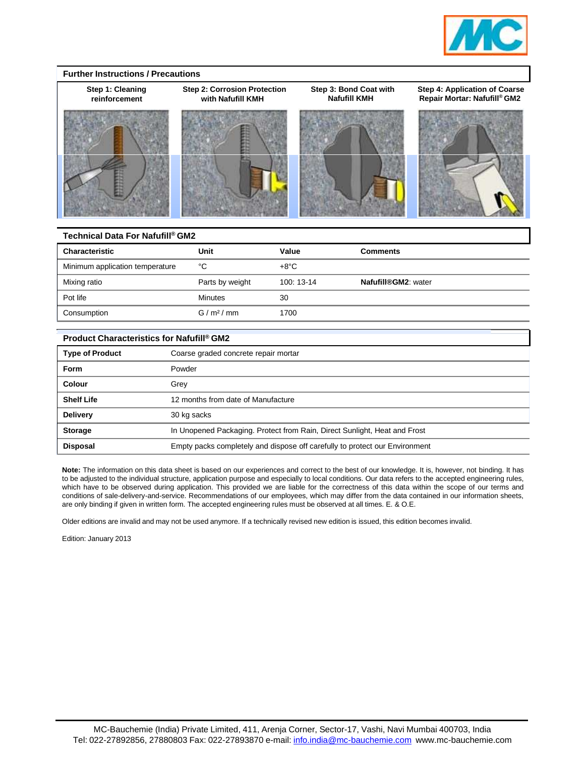## Further Instructions / Precautions

| Step 1: Cleaning reinforcement | Step 2: Corrosion Protection with Nafufill KMH | Step 3: Bond Coat with Nafufill KMH | Step 4: Application of Coarse Repair Mortar: Nafufill® GM2 |
|---|---|---|---|

## Technical Data For Nafufill® GM2

| Characteristic | Unit | Value | Comments |
|---|---|---|---|
| Minimum application temperature | °C | +8°C | |
| Mixing ratio | Parts by weight | 100: 13-14 | **Nafufill®GM2**: water |
| Pot life | Minutes | 30 | |
| Consumption | G / m² / mm | 1700 | |

## Product Characteristics for Nafufill® GM2

| | |
|---|---|
| **Type of Product** | Coarse graded concrete repair mortar |
| **Form** | Powder |
| **Colour** | Grey |
| **Shelf Life** | 12 months from date of Manufacture |
| **Delivery** | 30 kg sacks |
| **Storage** | In Unopened Packaging. Protect from Rain, Direct Sunlight, Heat and Frost |
| **Disposal** | Empty packs completely and dispose off carefully to protect our Environment |

**Note:** The information on this data sheet is based on our experiences and correct to the best of our knowledge. It is, however, not binding. It has to be adjusted to the individual structure, application purpose and especially to local conditions. Our data refers to the accepted engineering rules, which have to be observed during application. This provided we are liable for the correctness of this data within the scope of our terms and conditions of sale-delivery-and-service. Recommendations of our employees, which may differ from the data contained in our information sheets, are only binding if given in written form. The accepted engineering rules must be observed at all times. E. & O.E.

Older editions are invalid and may not be used anymore. If a technically revised new edition is issued, this edition becomes invalid.

Edition: January 2013

MC-Bauchemie (India) Private Limited, 411, Arenja Corner, Sector-17, Vashi, Navi Mumbai 400703, India
Tel: 022-27892856, 27880803 Fax: 022-27893870 e-mail: info.india@mc-bauchemie.com www.mc-bauchemie.com